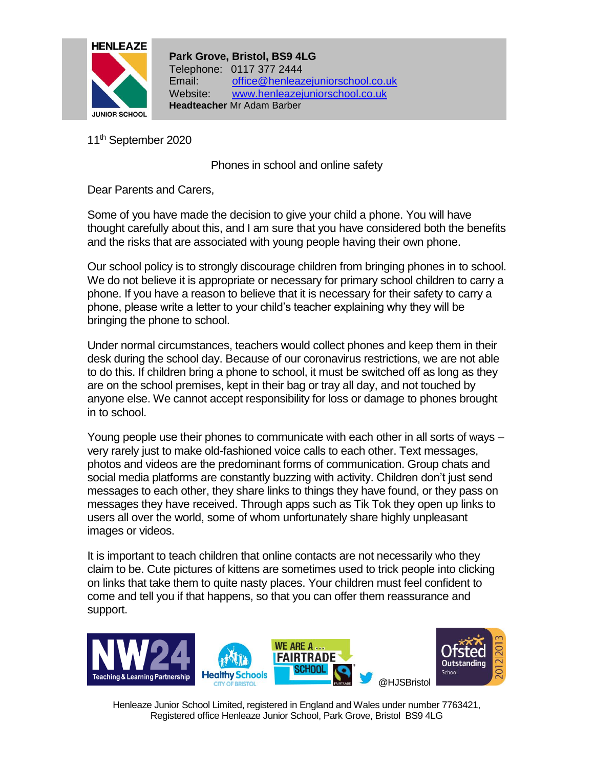**HENLEAZE JUNIOR SCHOOL**

**Park Grove, Bristol, BS9 4LG**
Telephone: 0117 377 2444
Email: office@henleazejuniorschool.co.uk
Website: www.henleazejuniorschool.co.uk
**Headteacher** Mr Adam Barber

11th September 2020

Phones in school and online safety

Dear Parents and Carers,

Some of you have made the decision to give your child a phone. You will have thought carefully about this, and I am sure that you have considered both the benefits and the risks that are associated with young people having their own phone.

Our school policy is to strongly discourage children from bringing phones in to school. We do not believe it is appropriate or necessary for primary school children to carry a phone. If you have a reason to believe that it is necessary for their safety to carry a phone, please write a letter to your child's teacher explaining why they will be bringing the phone to school.

Under normal circumstances, teachers would collect phones and keep them in their desk during the school day. Because of our coronavirus restrictions, we are not able to do this. If children bring a phone to school, it must be switched off as long as they are on the school premises, kept in their bag or tray all day, and not touched by anyone else. We cannot accept responsibility for loss or damage to phones brought in to school.

Young people use their phones to communicate with each other in all sorts of ways – very rarely just to make old-fashioned voice calls to each other. Text messages, photos and videos are the predominant forms of communication. Group chats and social media platforms are constantly buzzing with activity. Children don't just send messages to each other, they share links to things they have found, or they pass on messages they have received. Through apps such as Tik Tok they open up links to users all over the world, some of whom unfortunately share highly unpleasant images or videos.

It is important to teach children that online contacts are not necessarily who they claim to be. Cute pictures of kittens are sometimes used to trick people into clicking on links that take them to quite nasty places. Your children must feel confident to come and tell you if that happens, so that you can offer them reassurance and support.

NW24 Teaching & Learning Partnership | Healthy Schools City of Bristol | We are a ... Fairtrade School | @HJSBristol | Ofsted Outstanding School 2012|2013

Henleaze Junior School Limited, registered in England and Wales under number 7763421, Registered office Henleaze Junior School, Park Grove, Bristol BS9 4LG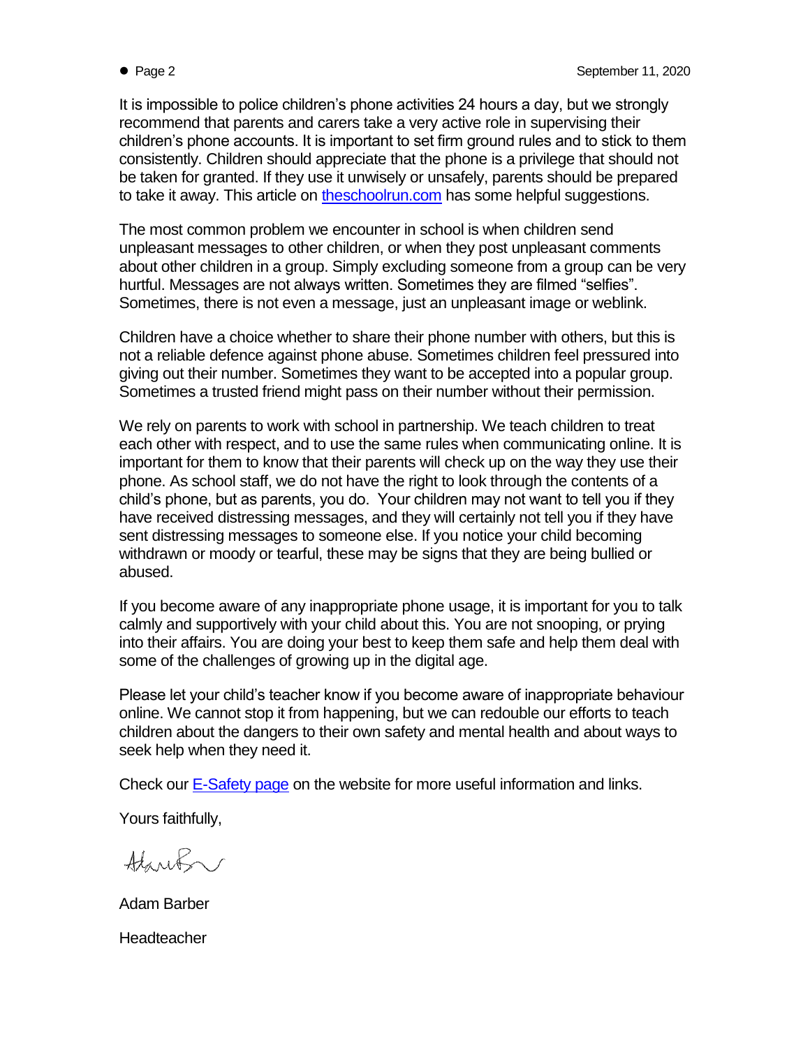It is impossible to police children's phone activities 24 hours a day, but we strongly recommend that parents and carers take a very active role in supervising their children's phone accounts. It is important to set firm ground rules and to stick to them consistently. Children should appreciate that the phone is a privilege that should not be taken for granted. If they use it unwisely or unsafely, parents should be prepared to take it away. This article on [theschoolrun.com]() has some helpful suggestions.

The most common problem we encounter in school is when children send unpleasant messages to other children, or when they post unpleasant comments about other children in a group. Simply excluding someone from a group can be very hurtful. Messages are not always written. Sometimes they are filmed "selfies". Sometimes, there is not even a message, just an unpleasant image or weblink.

Children have a choice whether to share their phone number with others, but this is not a reliable defence against phone abuse. Sometimes children feel pressured into giving out their number. Sometimes they want to be accepted into a popular group. Sometimes a trusted friend might pass on their number without their permission.

We rely on parents to work with school in partnership. We teach children to treat each other with respect, and to use the same rules when communicating online. It is important for them to know that their parents will check up on the way they use their phone. As school staff, we do not have the right to look through the contents of a child's phone, but as parents, you do. Your children may not want to tell you if they have received distressing messages, and they will certainly not tell you if they have sent distressing messages to someone else. If you notice your child becoming withdrawn or moody or tearful, these may be signs that they are being bullied or abused.

If you become aware of any inappropriate phone usage, it is important for you to talk calmly and supportively with your child about this. You are not snooping, or prying into their affairs. You are doing your best to keep them safe and help them deal with some of the challenges of growing up in the digital age.

Please let your child's teacher know if you become aware of inappropriate behaviour online. We cannot stop it from happening, but we can redouble our efforts to teach children about the dangers to their own safety and mental health and about ways to seek help when they need it.

Check our [E-Safety page]() on the website for more useful information and links.

Yours faithfully,

Adam Barber

Headteacher